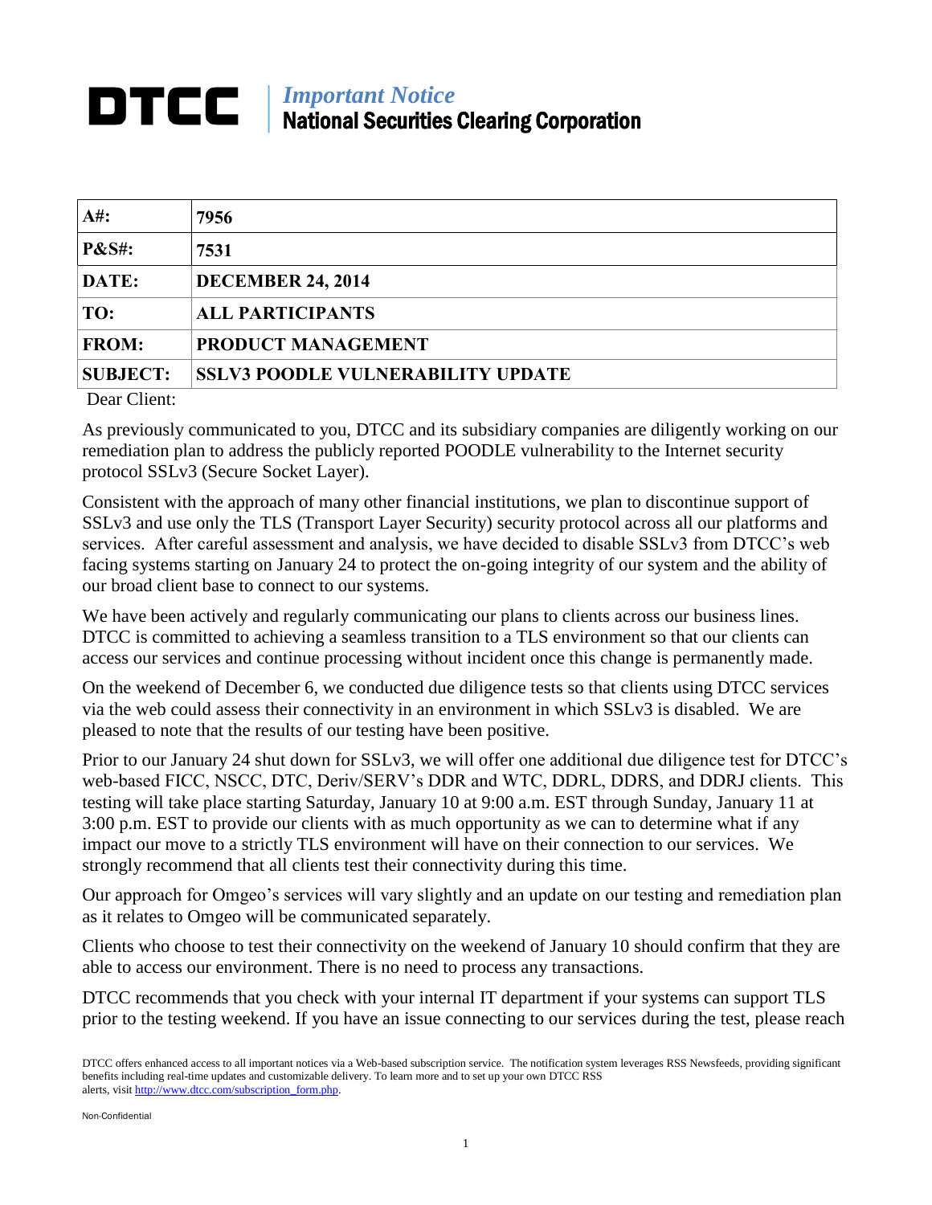# DTCC | *Important Notice*
## National Securities Clearing Corporation

| | |
|---|---|
| **A#:** | **7956** |
| **P&S#:** | **7531** |
| **DATE:** | **DECEMBER 24, 2014** |
| **TO:** | **ALL PARTICIPANTS** |
| **FROM:** | **PRODUCT MANAGEMENT** |
| **SUBJECT:** | **SSLV3 POODLE VULNERABILITY UPDATE** |

Dear Client:

As previously communicated to you, DTCC and its subsidiary companies are diligently working on our remediation plan to address the publicly reported POODLE vulnerability to the Internet security protocol SSLv3 (Secure Socket Layer).

Consistent with the approach of many other financial institutions, we plan to discontinue support of SSLv3 and use only the TLS (Transport Layer Security) security protocol across all our platforms and services. After careful assessment and analysis, we have decided to disable SSLv3 from DTCC's web facing systems starting on January 24 to protect the on-going integrity of our system and the ability of our broad client base to connect to our systems.

We have been actively and regularly communicating our plans to clients across our business lines. DTCC is committed to achieving a seamless transition to a TLS environment so that our clients can access our services and continue processing without incident once this change is permanently made.

On the weekend of December 6, we conducted due diligence tests so that clients using DTCC services via the web could assess their connectivity in an environment in which SSLv3 is disabled. We are pleased to note that the results of our testing have been positive.

Prior to our January 24 shut down for SSLv3, we will offer one additional due diligence test for DTCC's web-based FICC, NSCC, DTC, Deriv/SERV's DDR and WTC, DDRL, DDRS, and DDRJ clients. This testing will take place starting Saturday, January 10 at 9:00 a.m. EST through Sunday, January 11 at 3:00 p.m. EST to provide our clients with as much opportunity as we can to determine what if any impact our move to a strictly TLS environment will have on their connection to our services. We strongly recommend that all clients test their connectivity during this time.

Our approach for Omgeo's services will vary slightly and an update on our testing and remediation plan as it relates to Omgeo will be communicated separately.

Clients who choose to test their connectivity on the weekend of January 10 should confirm that they are able to access our environment. There is no need to process any transactions.

DTCC recommends that you check with your internal IT department if your systems can support TLS prior to the testing weekend. If you have an issue connecting to our services during the test, please reach

DTCC offers enhanced access to all important notices via a Web-based subscription service. The notification system leverages RSS Newsfeeds, providing significant benefits including real-time updates and customizable delivery. To learn more and to set up your own DTCC RSS alerts, visit http://www.dtcc.com/subscription_form.php.

Non-Confidential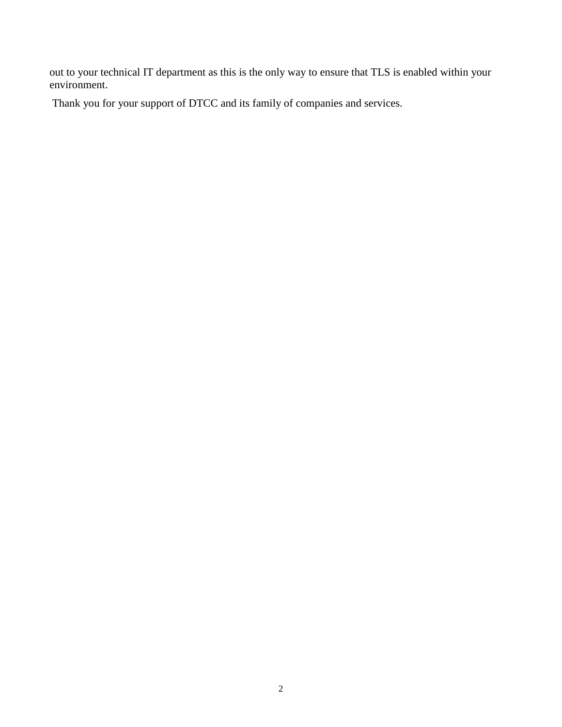out to your technical IT department as this is the only way to ensure that TLS is enabled within your environment.

Thank you for your support of DTCC and its family of companies and services.